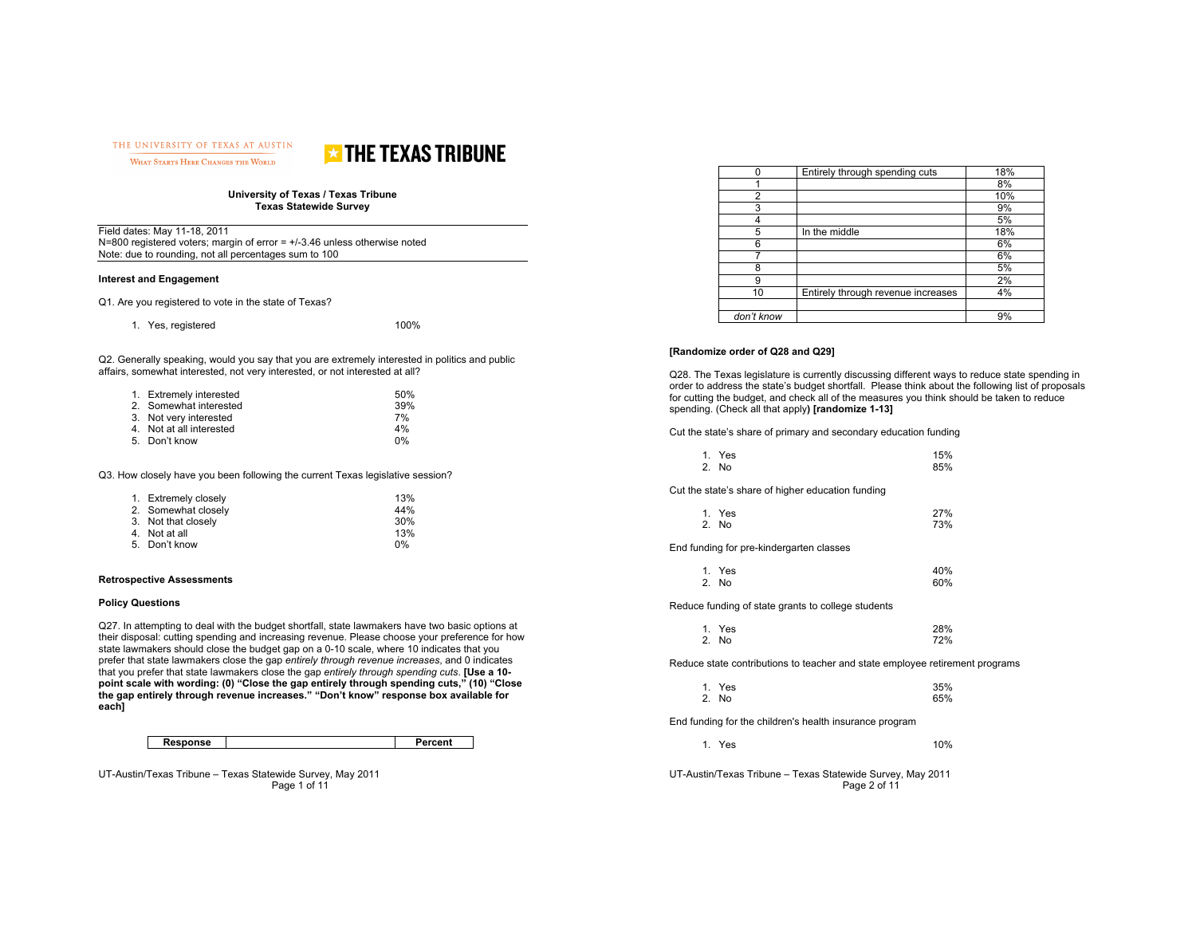THE UNIVERSITY OF TEXAS AT AUSTIN
WHAT STARTS HERE CHANGES THE WORLD

THE TEXAS TRIBUNE

**University of Texas / Texas Tribune**
**Texas Statewide Survey**

Field dates: May 11-18, 2011
N=800 registered voters; margin of error = +/-3.46 unless otherwise noted
Note: due to rounding, not all percentages sum to 100

### Interest and Engagement

Q1. Are you registered to vote in the state of Texas?

1. Yes, registered — 100%

Q2. Generally speaking, would you say that you are extremely interested in politics and public affairs, somewhat interested, not very interested, or not interested at all?

1. Extremely interested — 50%
2. Somewhat interested — 39%
3. Not very interested — 7%
4. Not at all interested — 4%
5. Don't know — 0%

Q3. How closely have you been following the current Texas legislative session?

1. Extremely closely — 13%
2. Somewhat closely — 44%
3. Not that closely — 30%
4. Not at all — 13%
5. Don't know — 0%

### Retrospective Assessments

### Policy Questions

Q27. In attempting to deal with the budget shortfall, state lawmakers have two basic options at their disposal: cutting spending and increasing revenue. Please choose your preference for how state lawmakers should close the budget gap on a 0-10 scale, where 10 indicates that you prefer that state lawmakers close the gap *entirely through revenue increases*, and 0 indicates that you prefer that state lawmakers close the gap *entirely through spending cuts*. **[Use a 10-point scale with wording: (0) "Close the gap entirely through spending cuts," (10) "Close the gap entirely through revenue increases." "Don't know" response box available for each]**

| Response | | Percent |
|---|---|---|
| 0 | Entirely through spending cuts | 18% |
| 1 | | 8% |
| 2 | | 10% |
| 3 | | 9% |
| 4 | | 5% |
| 5 | In the middle | 18% |
| 6 | | 6% |
| 7 | | 6% |
| 8 | | 5% |
| 9 | | 2% |
| 10 | Entirely through revenue increases | 4% |
| | | |
| *don't know* | | 9% |

**[Randomize order of Q28 and Q29]**

Q28. The Texas legislature is currently discussing different ways to reduce state spending in order to address the state's budget shortfall. Please think about the following list of proposals for cutting the budget, and check all of the measures you think should be taken to reduce spending. (Check all that apply**) [randomize 1-13]**

Cut the state's share of primary and secondary education funding

1. Yes — 15%
2. No — 85%

Cut the state's share of higher education funding

1. Yes — 27%
2. No — 73%

End funding for pre-kindergarten classes

1. Yes — 40%
2. No — 60%

Reduce funding of state grants to college students

1. Yes — 28%
2. No — 72%

Reduce state contributions to teacher and state employee retirement programs

1. Yes — 35%
2. No — 65%

End funding for the children's health insurance program

1. Yes — 10%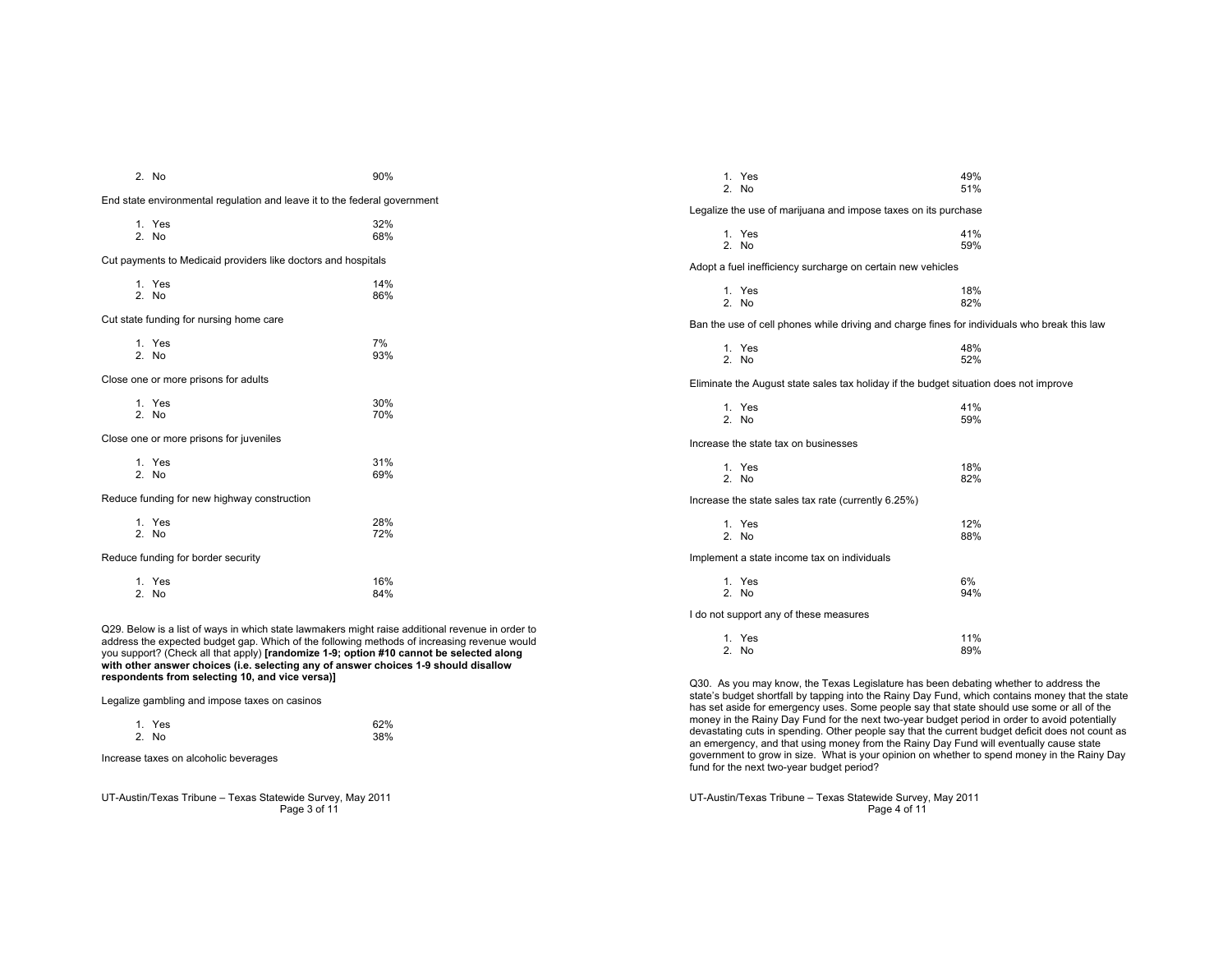2. No 90%

End state environmental regulation and leave it to the federal government

1. Yes 32%
2. No 68%

Cut payments to Medicaid providers like doctors and hospitals

1. Yes 14%
2. No 86%

Cut state funding for nursing home care

1. Yes 7%
2. No 93%

Close one or more prisons for adults

1. Yes 30%
2. No 70%

Close one or more prisons for juveniles

1. Yes 31%
2. No 69%

Reduce funding for new highway construction

1. Yes 28%
2. No 72%

Reduce funding for border security

1. Yes 16%
2. No 84%

Q29. Below is a list of ways in which state lawmakers might raise additional revenue in order to address the expected budget gap. Which of the following methods of increasing revenue would you support? (Check all that apply) **[randomize 1-9; option #10 cannot be selected along with other answer choices (i.e. selecting any of answer choices 1-9 should disallow respondents from selecting 10, and vice versa)]**

Legalize gambling and impose taxes on casinos

1. Yes 62%
2. No 38%

Increase taxes on alcoholic beverages

1. Yes 49%
2. No 51%

Legalize the use of marijuana and impose taxes on its purchase

1. Yes 41%
2. No 59%

Adopt a fuel inefficiency surcharge on certain new vehicles

1. Yes 18%
2. No 82%

Ban the use of cell phones while driving and charge fines for individuals who break this law

1. Yes 48%
2. No 52%

Eliminate the August state sales tax holiday if the budget situation does not improve

1. Yes 41%
2. No 59%

Increase the state tax on businesses

1. Yes 18%
2. No 82%

Increase the state sales tax rate (currently 6.25%)

1. Yes 12%
2. No 88%

Implement a state income tax on individuals

1. Yes 6%
2. No 94%

I do not support any of these measures

1. Yes 11%
2. No 89%

Q30. As you may know, the Texas Legislature has been debating whether to address the state's budget shortfall by tapping into the Rainy Day Fund, which contains money that the state has set aside for emergency uses. Some people say that state should use some or all of the money in the Rainy Day Fund for the next two-year budget period in order to avoid potentially devastating cuts in spending. Other people say that the current budget deficit does not count as an emergency, and that using money from the Rainy Day Fund will eventually cause state government to grow in size. What is your opinion on whether to spend money in the Rainy Day fund for the next two-year budget period?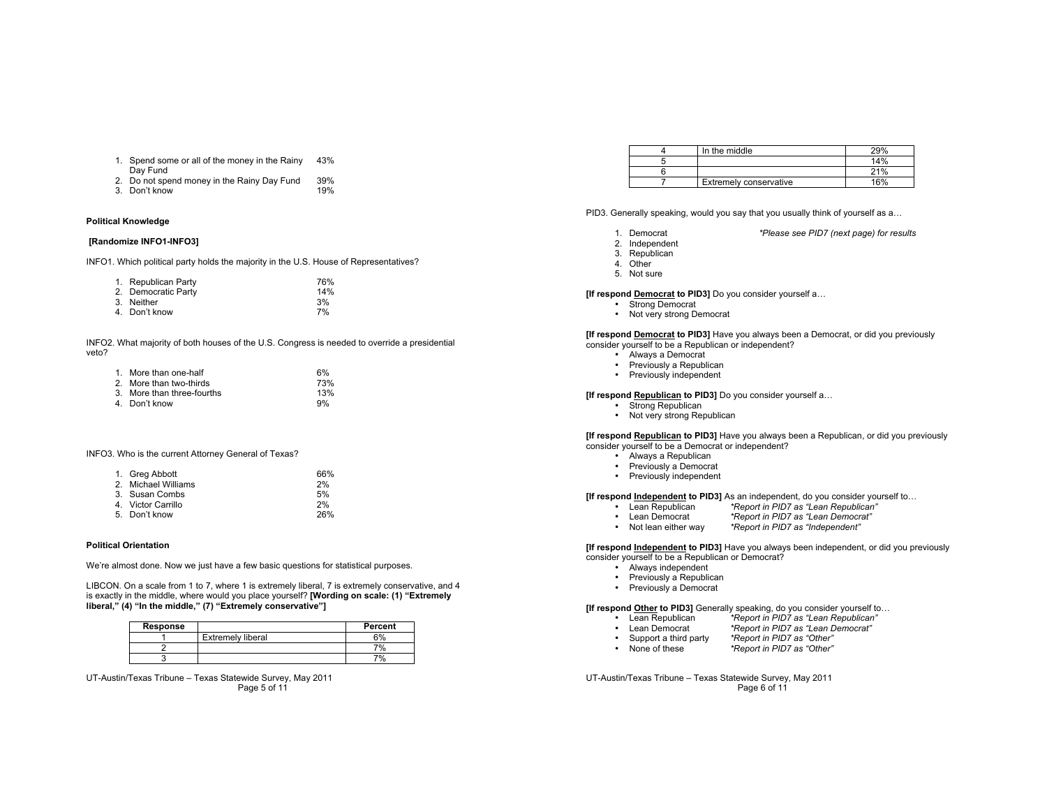1. Spend some or all of the money in the Rainy Day Fund 43%
2. Do not spend money in the Rainy Day Fund 39%
3. Don't know 19%

**Political Knowledge**

**[Randomize INFO1-INFO3]**

INFO1. Which political party holds the majority in the U.S. House of Representatives?

1. Republican Party 76%
2. Democratic Party 14%
3. Neither 3%
4. Don't know 7%

INFO2. What majority of both houses of the U.S. Congress is needed to override a presidential veto?

1. More than one-half 6%
2. More than two-thirds 73%
3. More than three-fourths 13%
4. Don't know 9%

INFO3. Who is the current Attorney General of Texas?

1. Greg Abbott 66%
2. Michael Williams 2%
3. Susan Combs 5%
4. Victor Carrillo 2%
5. Don't know 26%

**Political Orientation**

We're almost done. Now we just have a few basic questions for statistical purposes.

LIBCON. On a scale from 1 to 7, where 1 is extremely liberal, 7 is extremely conservative, and 4 is exactly in the middle, where would you place yourself? **[Wording on scale: (1) "Extremely liberal," (4) "In the middle," (7) "Extremely conservative"]**

| Response | | Percent |
|---|---|---|
| 1 | Extremely liberal | 6% |
| 2 | | 7% |
| 3 | | 7% |
| 4 | In the middle | 29% |
| 5 | | 14% |
| 6 | | 21% |
| 7 | Extremely conservative | 16% |

PID3. Generally speaking, would you say that you usually think of yourself as a…

1. Democrat *\*Please see PID7 (next page) for results*
2. Independent
3. Republican
4. Other
5. Not sure

**[If respond Democrat to PID3]** Do you consider yourself a…
- Strong Democrat
- Not very strong Democrat

**[If respond Democrat to PID3]** Have you always been a Democrat, or did you previously consider yourself to be a Republican or independent?
- Always a Democrat
- Previously a Republican
- Previously independent

**[If respond Republican to PID3]** Do you consider yourself a…
- Strong Republican
- Not very strong Republican

**[If respond Republican to PID3]** Have you always been a Republican, or did you previously consider yourself to be a Democrat or independent?
- Always a Republican
- Previously a Democrat
- Previously independent

**[If respond Independent to PID3]** As an independent, do you consider yourself to…
- Lean Republican *\*Report in PID7 as "Lean Republican"*
- Lean Democrat *\*Report in PID7 as "Lean Democrat"*
- Not lean either way *\*Report in PID7 as "Independent"*

**[If respond Independent to PID3]** Have you always been independent, or did you previously consider yourself to be a Republican or Democrat?
- Always independent
- Previously a Republican
- Previously a Democrat

**[If respond Other to PID3]** Generally speaking, do you consider yourself to…
- Lean Republican *\*Report in PID7 as "Lean Republican"*
- Lean Democrat *\*Report in PID7 as "Lean Democrat"*
- Support a third party *\*Report in PID7 as "Other"*
- None of these *\*Report in PID7 as "Other"*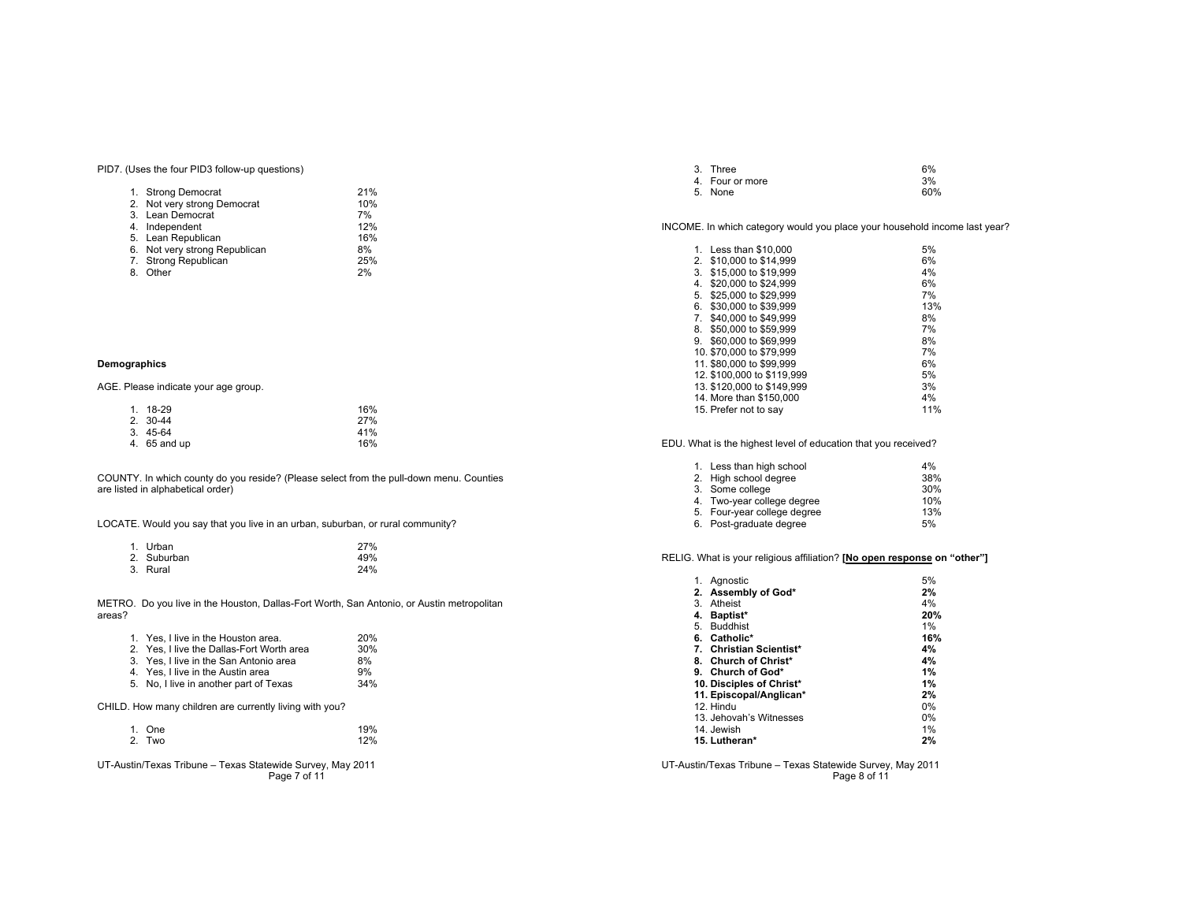PID7. (Uses the four PID3 follow-up questions)

| | |
|---|---|
| 1. Strong Democrat | 21% |
| 2. Not very strong Democrat | 10% |
| 3. Lean Democrat | 7% |
| 4. Independent | 12% |
| 5. Lean Republican | 16% |
| 6. Not very strong Republican | 8% |
| 7. Strong Republican | 25% |
| 8. Other | 2% |

**Demographics**

AGE. Please indicate your age group.

| | |
|---|---|
| 1. 18-29 | 16% |
| 2. 30-44 | 27% |
| 3. 45-64 | 41% |
| 4. 65 and up | 16% |

COUNTY. In which county do you reside? (Please select from the pull-down menu. Counties are listed in alphabetical order)

LOCATE. Would you say that you live in an urban, suburban, or rural community?

| | |
|---|---|
| 1. Urban | 27% |
| 2. Suburban | 49% |
| 3. Rural | 24% |

METRO. Do you live in the Houston, Dallas-Fort Worth, San Antonio, or Austin metropolitan areas?

| | |
|---|---|
| 1. Yes, I live in the Houston area. | 20% |
| 2. Yes, I live the Dallas-Fort Worth area | 30% |
| 3. Yes, I live in the San Antonio area | 8% |
| 4. Yes, I live in the Austin area | 9% |
| 5. No, I live in another part of Texas | 34% |

CHILD. How many children are currently living with you?

| | |
|---|---|
| 1. One | 19% |
| 2. Two | 12% |
| 3. Three | 6% |
| 4. Four or more | 3% |
| 5. None | 60% |

INCOME. In which category would you place your household income last year?

| | |
|---|---|
| 1. Less than $10,000 | 5% |
| 2. $10,000 to $14,999 | 6% |
| 3. $15,000 to $19,999 | 4% |
| 4. $20,000 to $24,999 | 6% |
| 5. $25,000 to $29,999 | 7% |
| 6. $30,000 to $39,999 | 13% |
| 7. $40,000 to $49,999 | 8% |
| 8. $50,000 to $59,999 | 7% |
| 9. $60,000 to $69,999 | 8% |
| 10. $70,000 to $79,999 | 7% |
| 11. $80,000 to $99,999 | 6% |
| 12. $100,000 to $119,999 | 5% |
| 13. $120,000 to $149,999 | 3% |
| 14. More than $150,000 | 4% |
| 15. Prefer not to say | 11% |

EDU. What is the highest level of education that you received?

| | |
|---|---|
| 1. Less than high school | 4% |
| 2. High school degree | 38% |
| 3. Some college | 30% |
| 4. Two-year college degree | 10% |
| 5. Four-year college degree | 13% |
| 6. Post-graduate degree | 5% |

RELIG. What is your religious affiliation? **[No open response on "other"]**

| | |
|---|---|
| 1. Agnostic | 5% |
| **2. Assembly of God*** | **2%** |
| 3. Atheist | 4% |
| **4. Baptist*** | **20%** |
| 5. Buddhist | 1% |
| **6. Catholic*** | **16%** |
| **7. Christian Scientist*** | **4%** |
| **8. Church of Christ*** | **4%** |
| **9. Church of God*** | **1%** |
| **10. Disciples of Christ*** | **1%** |
| **11. Episcopal/Anglican*** | **2%** |
| 12. Hindu | 0% |
| 13. Jehovah's Witnesses | 0% |
| 14. Jewish | 1% |
| **15. Lutheran*** | **2%** |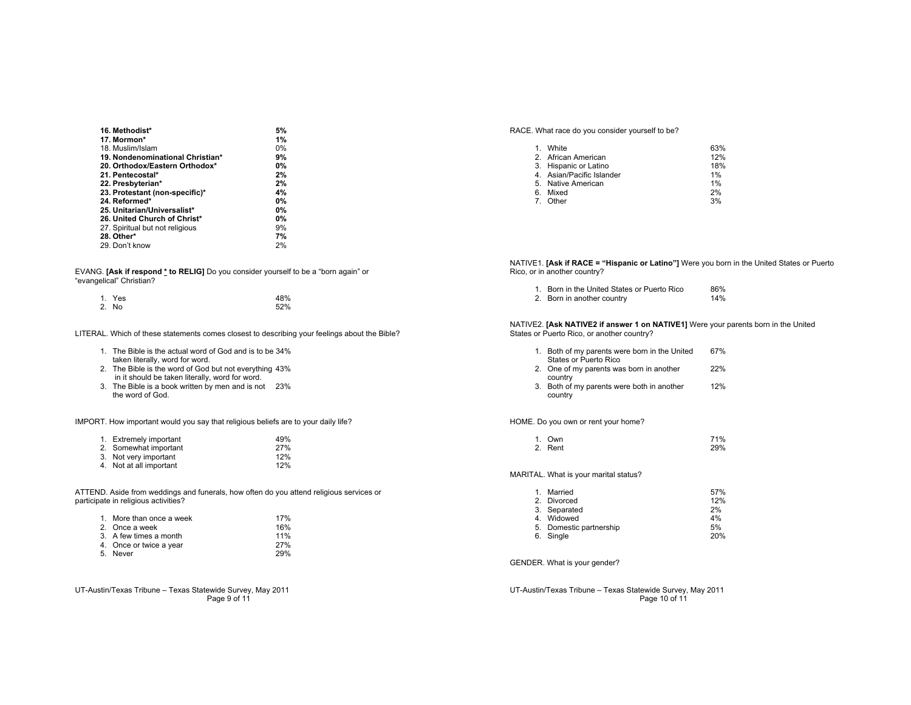| | |
|---|---|
| **16. Methodist*** | **5%** |
| **17. Mormon*** | **1%** |
| 18. Muslim/Islam | 0% |
| **19. Nondenominational Christian*** | **9%** |
| **20. Orthodox/Eastern Orthodox*** | **0%** |
| **21. Pentecostal*** | **2%** |
| **22. Presbyterian*** | **2%** |
| **23. Protestant (non-specific)*** | **4%** |
| **24. Reformed*** | **0%** |
| **25. Unitarian/Universalist*** | **0%** |
| **26. United Church of Christ*** | **0%** |
| 27. Spiritual but not religious | 9% |
| **28. Other*** | **7%** |
| 29. Don't know | 2% |

EVANG. **[Ask if respond * to RELIG]** Do you consider yourself to be a "born again" or "evangelical" Christian?

| | |
|---|---|
| 1. Yes | 48% |
| 2. No | 52% |

LITERAL. Which of these statements comes closest to describing your feelings about the Bible?

| | |
|---|---|
| 1. The Bible is the actual word of God and is to be taken literally, word for word. | 34% |
| 2. The Bible is the word of God but not everything in it should be taken literally, word for word. | 43% |
| 3. The Bible is a book written by men and is not the word of God. | 23% |

IMPORT. How important would you say that religious beliefs are to your daily life?

| | |
|---|---|
| 1. Extremely important | 49% |
| 2. Somewhat important | 27% |
| 3. Not very important | 12% |
| 4. Not at all important | 12% |

ATTEND. Aside from weddings and funerals, how often do you attend religious services or participate in religious activities?

| | |
|---|---|
| 1. More than once a week | 17% |
| 2. Once a week | 16% |
| 3. A few times a month | 11% |
| 4. Once or twice a year | 27% |
| 5. Never | 29% |

RACE. What race do you consider yourself to be?

| | |
|---|---|
| 1. White | 63% |
| 2. African American | 12% |
| 3. Hispanic or Latino | 18% |
| 4. Asian/Pacific Islander | 1% |
| 5. Native American | 1% |
| 6. Mixed | 2% |
| 7. Other | 3% |

NATIVE1. **[Ask if RACE = "Hispanic or Latino"]** Were you born in the United States or Puerto Rico, or in another country?

| | |
|---|---|
| 1. Born in the United States or Puerto Rico | 86% |
| 2. Born in another country | 14% |

NATIVE2. **[Ask NATIVE2 if answer 1 on NATIVE1]** Were your parents born in the United States or Puerto Rico, another country?

| | |
|---|---|
| 1. Both of my parents were born in the United States or Puerto Rico | 67% |
| 2. One of my parents was born in another country | 22% |
| 3. Both of my parents were both in another country | 12% |

HOME. Do you own or rent your home?

| | |
|---|---|
| 1. Own | 71% |
| 2. Rent | 29% |

MARITAL. What is your marital status?

| | |
|---|---|
| 1. Married | 57% |
| 2. Divorced | 12% |
| 3. Separated | 2% |
| 4. Widowed | 4% |
| 5. Domestic partnership | 5% |
| 6. Single | 20% |

GENDER. What is your gender?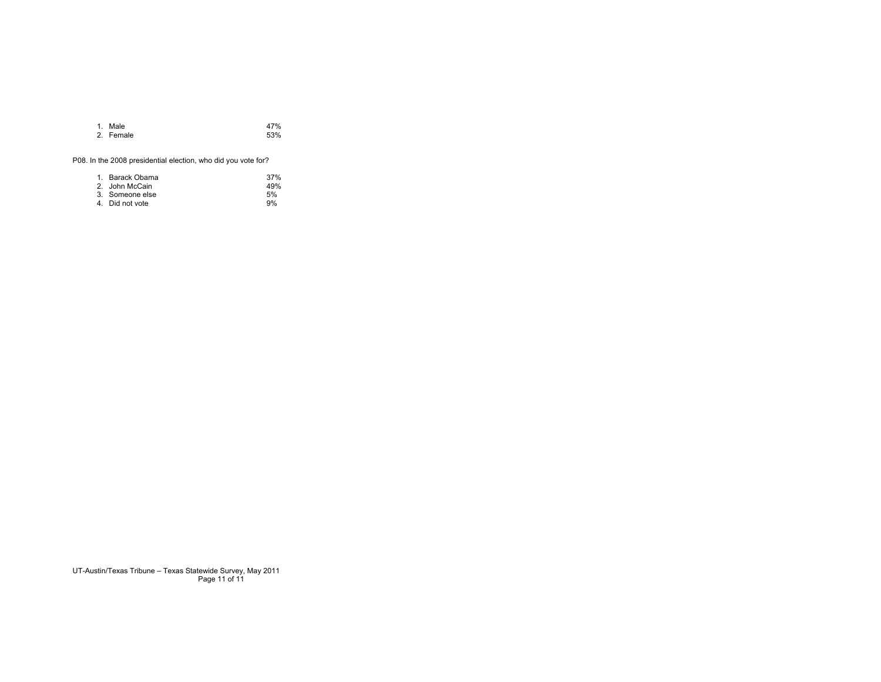| | |
|---|---|
| 1. Male | 47% |
| 2. Female | 53% |

P08. In the 2008 presidential election, who did you vote for?

| | |
|---|---|
| 1. Barack Obama | 37% |
| 2. John McCain | 49% |
| 3. Someone else | 5% |
| 4. Did not vote | 9% |